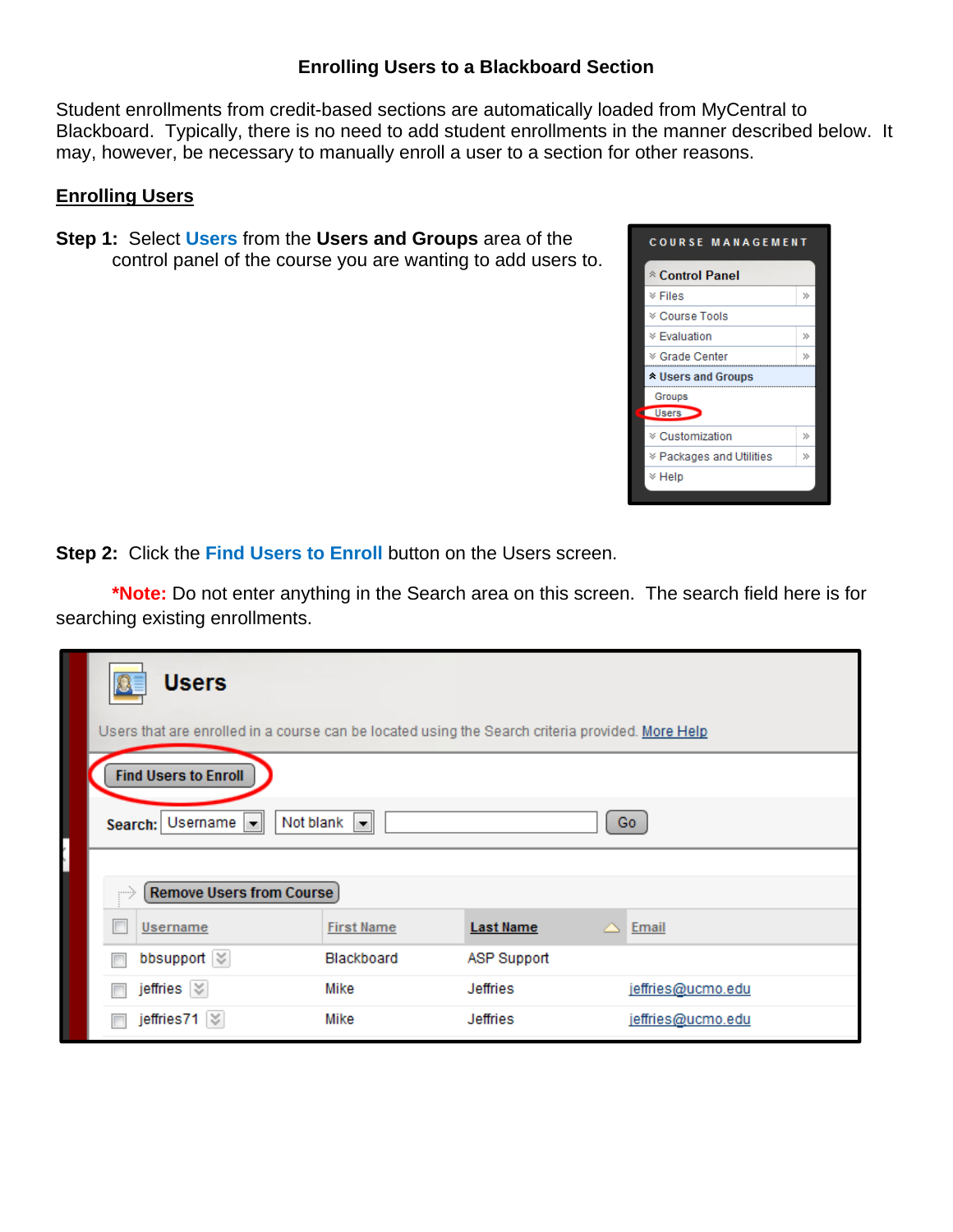# Enrolling Users to a Blackboard Section

Student enrollments from credit-based sections are automatically loaded from MyCentral to Blackboard. Typically, there is no need to add student enrollments in the manner described below. It may, however, be necessary to manually enroll a user to a section for other reasons.

## Enrolling Users

**Step 1:** Select **Users** from the **Users and Groups** area of the control panel of the course you are wanting to add users to.

**Step 2:** Click the **Find Users to Enroll** button on the Users screen.

***Note:** Do not enter anything in the Search area on this screen. The search field here is for searching existing enrollments.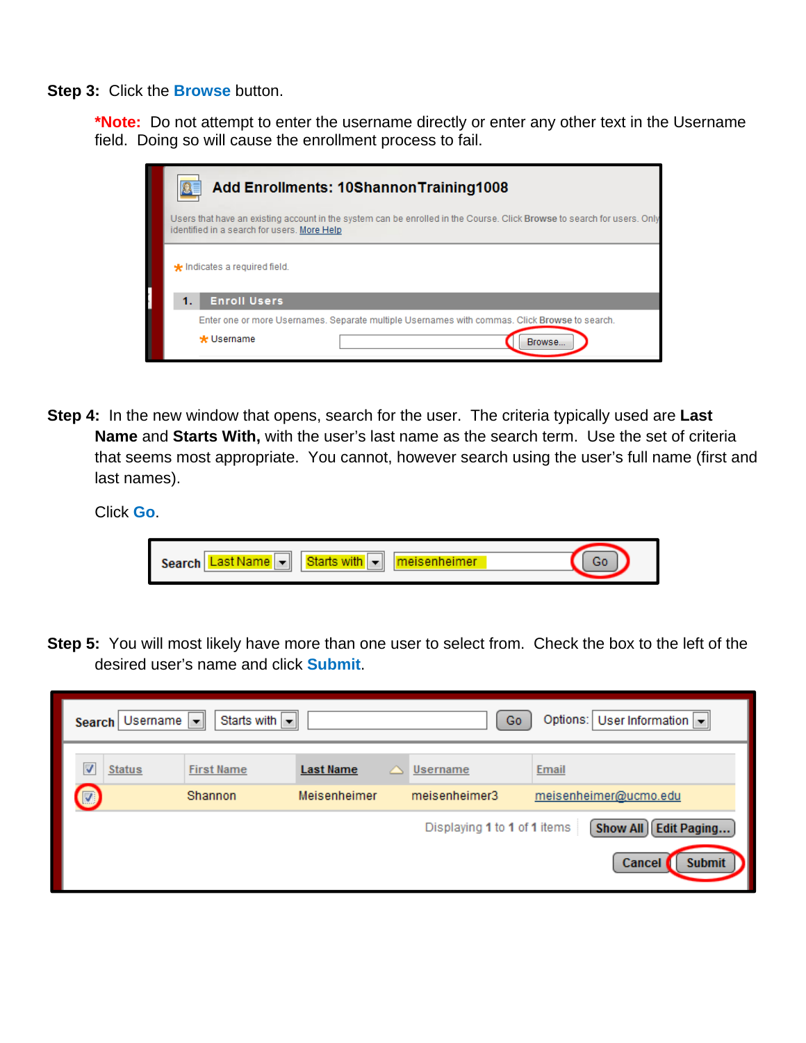**Step 3:** Click the **Browse** button.

**\*Note:** Do not attempt to enter the username directly or enter any other text in the Username field. Doing so will cause the enrollment process to fail.

**Step 4:** In the new window that opens, search for the user. The criteria typically used are **Last Name** and **Starts With,** with the user's last name as the search term. Use the set of criteria that seems most appropriate. You cannot, however search using the user's full name (first and last names).

Click **Go**.

**Step 5:** You will most likely have more than one user to select from. Check the box to the left of the desired user's name and click **Submit**.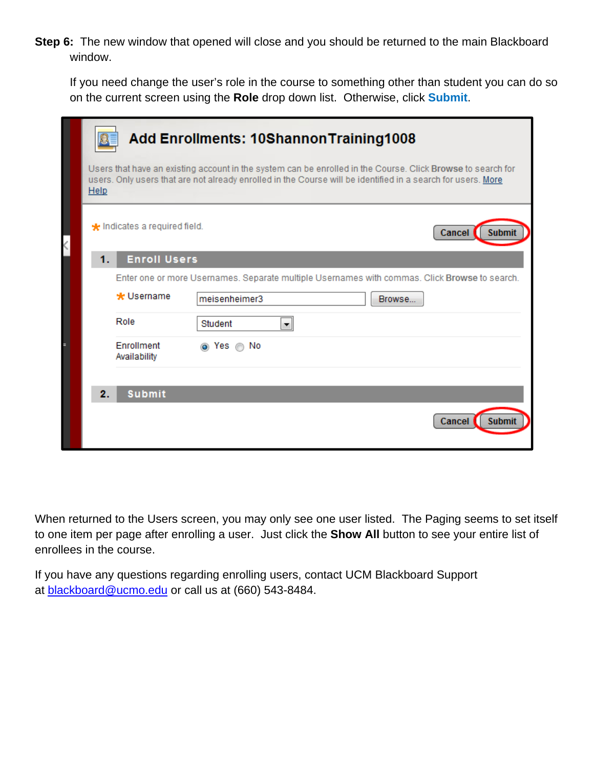**Step 6:** The new window that opened will close and you should be returned to the main Blackboard window.

If you need change the user's role in the course to something other than student you can do so on the current screen using the **Role** drop down list. Otherwise, click **Submit**.

When returned to the Users screen, you may only see one user listed. The Paging seems to set itself to one item per page after enrolling a user. Just click the **Show All** button to see your entire list of enrollees in the course.

If you have any questions regarding enrolling users, contact UCM Blackboard Support at [blackboard@ucmo.edu](mailto:blackboard@ucmo.edu) or call us at (660) 543-8484.